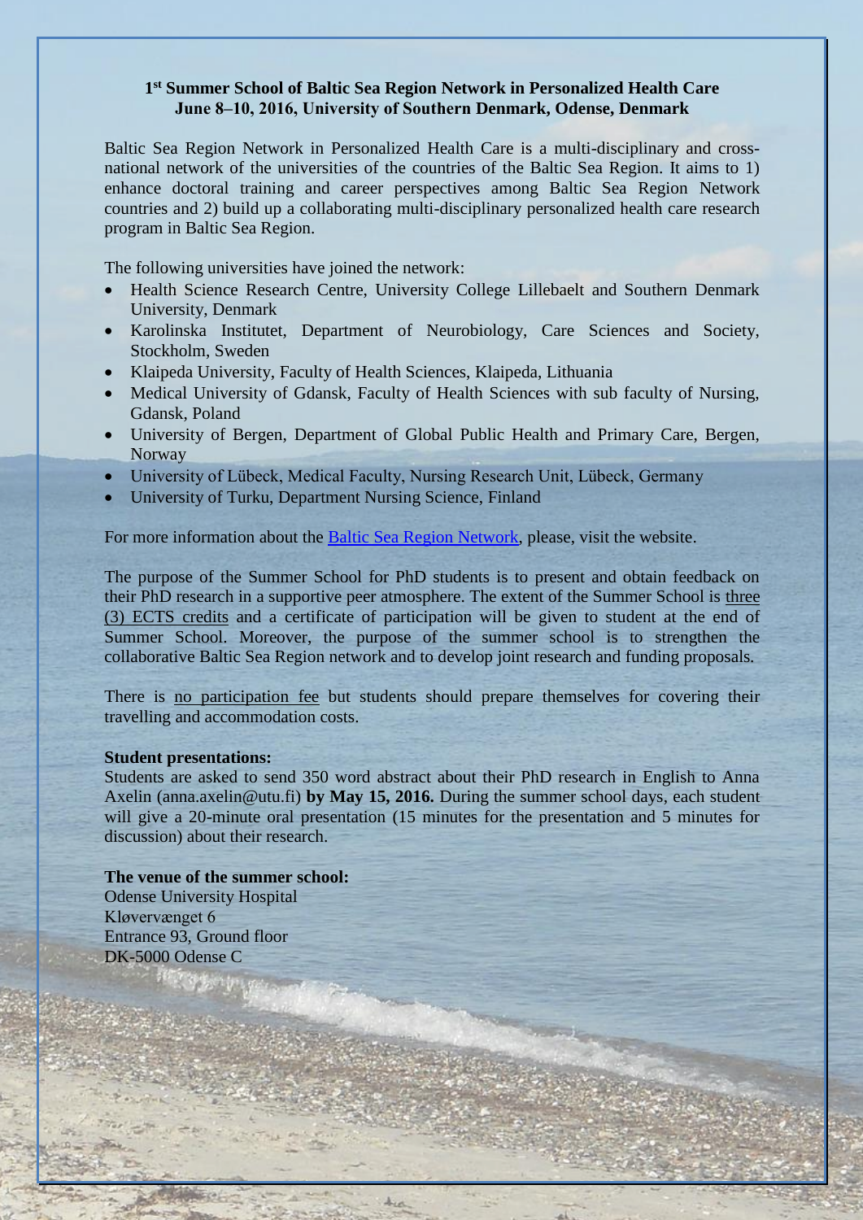# 1st Summer School of Baltic Sea Region Network in Personalized Health Care
## June 8–10, 2016, University of Southern Denmark, Odense, Denmark

Baltic Sea Region Network in Personalized Health Care is a multi-disciplinary and cross-national network of the universities of the countries of the Baltic Sea Region. It aims to 1) enhance doctoral training and career perspectives among Baltic Sea Region Network countries and 2) build up a collaborating multi-disciplinary personalized health care research program in Baltic Sea Region.

The following universities have joined the network:

- Health Science Research Centre, University College Lillebaelt and Southern Denmark University, Denmark
- Karolinska Institutet, Department of Neurobiology, Care Sciences and Society, Stockholm, Sweden
- Klaipeda University, Faculty of Health Sciences, Klaipeda, Lithuania
- Medical University of Gdansk, Faculty of Health Sciences with sub faculty of Nursing, Gdansk, Poland
- University of Bergen, Department of Global Public Health and Primary Care, Bergen, Norway
- University of Lübeck, Medical Faculty, Nursing Research Unit, Lübeck, Germany
- University of Turku, Department Nursing Science, Finland

For more information about the Baltic Sea Region Network, please, visit the website.

The purpose of the Summer School for PhD students is to present and obtain feedback on their PhD research in a supportive peer atmosphere. The extent of the Summer School is three (3) ECTS credits and a certificate of participation will be given to student at the end of Summer School. Moreover, the purpose of the summer school is to strengthen the collaborative Baltic Sea Region network and to develop joint research and funding proposals.

There is no participation fee but students should prepare themselves for covering their travelling and accommodation costs.

**Student presentations:**
Students are asked to send 350 word abstract about their PhD research in English to Anna Axelin (anna.axelin@utu.fi) **by May 15, 2016.** During the summer school days, each student will give a 20-minute oral presentation (15 minutes for the presentation and 5 minutes for discussion) about their research.

**The venue of the summer school:**
Odense University Hospital
Kløvervænget 6
Entrance 93, Ground floor
DK-5000 Odense C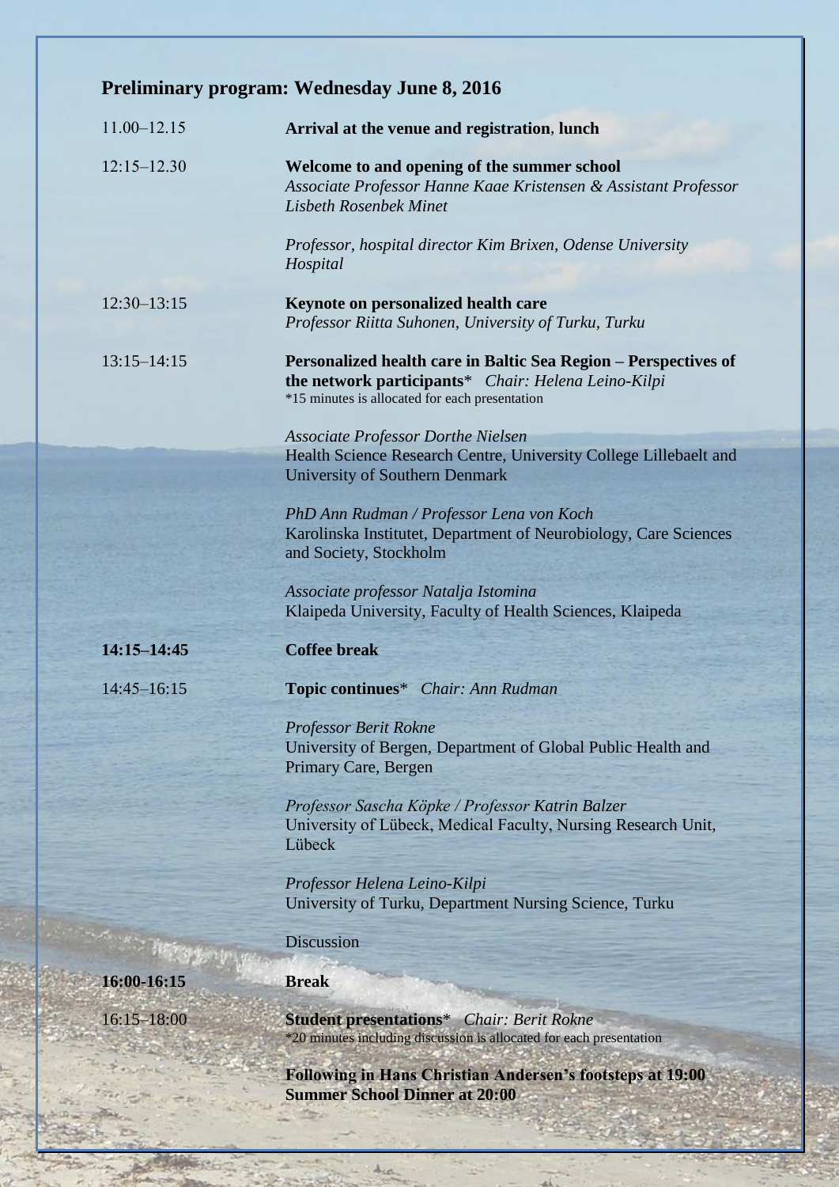## Preliminary program: Wednesday June 8, 2016

11.00–12.15 **Arrival at the venue and registration**, **lunch**

12:15–12.30 **Welcome to and opening of the summer school**
*Associate Professor Hanne Kaae Kristensen & Assistant Professor Lisbeth Rosenbek Minet*

*Professor, hospital director Kim Brixen, Odense University Hospital*

12:30–13:15 **Keynote on personalized health care**
*Professor Riitta Suhonen, University of Turku, Turku*

13:15–14:15 **Personalized health care in Baltic Sea Region – Perspectives of the network participants*** *Chair: Helena Leino-Kilpi*
*15 minutes is allocated for each presentation

*Associate Professor Dorthe Nielsen*
Health Science Research Centre, University College Lillebaelt and University of Southern Denmark

*PhD Ann Rudman / Professor Lena von Koch*
Karolinska Institutet, Department of Neurobiology, Care Sciences and Society, Stockholm

*Associate professor Natalja Istomina*
Klaipeda University, Faculty of Health Sciences, Klaipeda

**14:15–14:45** **Coffee break**

14:45–16:15 **Topic continues*** *Chair: Ann Rudman*

*Professor Berit Rokne*
University of Bergen, Department of Global Public Health and Primary Care, Bergen

*Professor Sascha Köpke / Professor Katrin Balzer*
University of Lübeck, Medical Faculty, Nursing Research Unit, Lübeck

*Professor Helena Leino-Kilpi*
University of Turku, Department Nursing Science, Turku

Discussion

**16:00-16:15** **Break**

16:15–18:00 **Student presentations*** *Chair: Berit Rokne*
*20 minutes including discussion is allocated for each presentation

**Following in Hans Christian Andersen's footsteps at 19:00**
**Summer School Dinner at 20:00**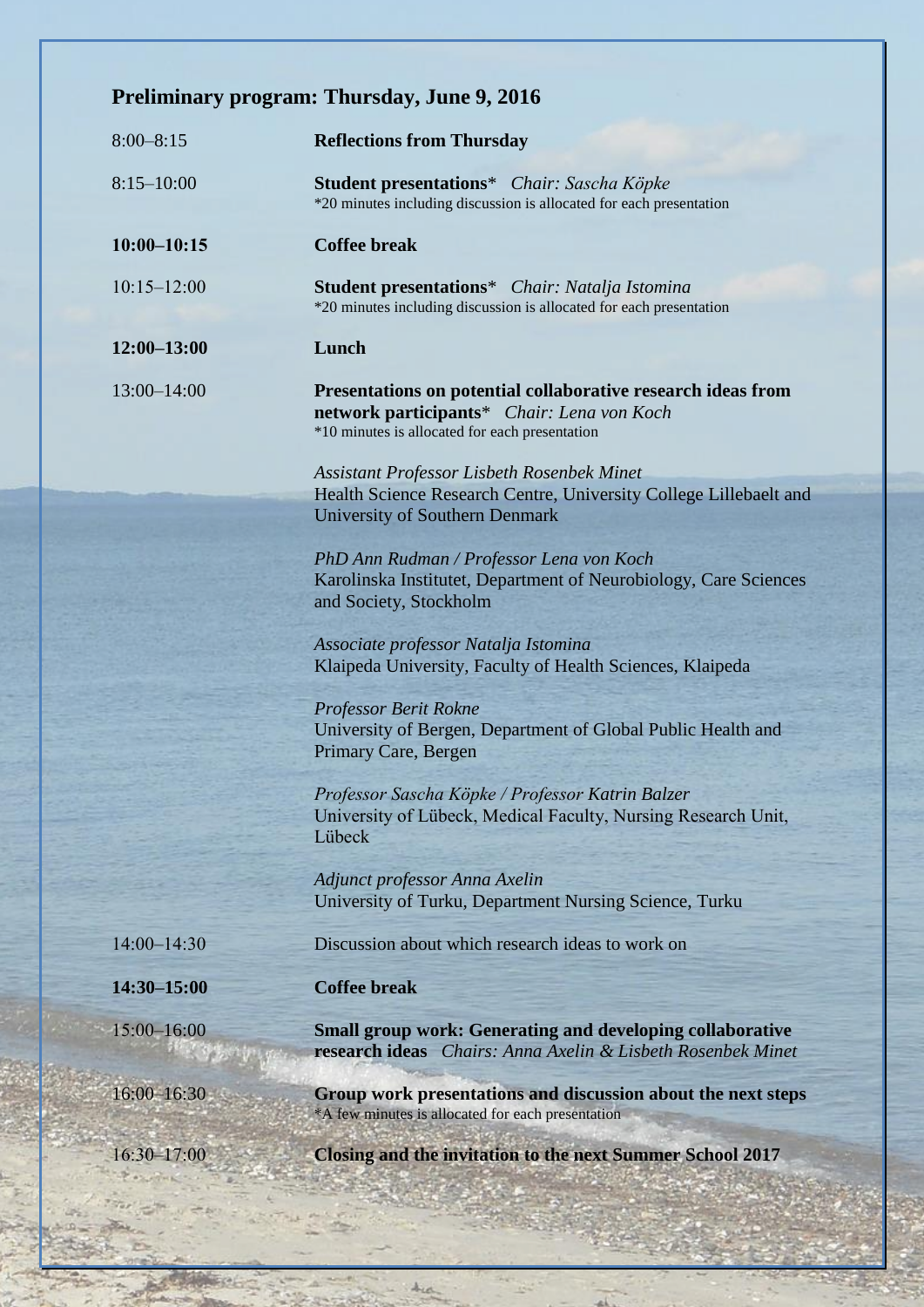## Preliminary program: Thursday, June 9, 2016

| | |
|---|---|
| 8:00–8:15 | **Reflections from Thursday** |
| 8:15–10:00 | **Student presentations*** *Chair: Sascha Köpke*<br>*20 minutes including discussion is allocated for each presentation |
| **10:00–10:15** | **Coffee break** |
| 10:15–12:00 | **Student presentations*** *Chair: Natalja Istomina*<br>*20 minutes including discussion is allocated for each presentation |
| **12:00–13:00** | **Lunch** |
| 13:00–14:00 | **Presentations on potential collaborative research ideas from network participants*** *Chair: Lena von Koch*<br>*10 minutes is allocated for each presentation<br><br>*Assistant Professor Lisbeth Rosenbek Minet*<br>Health Science Research Centre, University College Lillebaelt and University of Southern Denmark<br><br>*PhD Ann Rudman / Professor Lena von Koch*<br>Karolinska Institutet, Department of Neurobiology, Care Sciences and Society, Stockholm<br><br>*Associate professor Natalja Istomina*<br>Klaipeda University, Faculty of Health Sciences, Klaipeda<br><br>*Professor Berit Rokne*<br>University of Bergen, Department of Global Public Health and Primary Care, Bergen<br><br>*Professor Sascha Köpke / Professor Katrin Balzer*<br>University of Lübeck, Medical Faculty, Nursing Research Unit, Lübeck<br><br>*Adjunct professor Anna Axelin*<br>University of Turku, Department Nursing Science, Turku |
| 14:00–14:30 | Discussion about which research ideas to work on |
| **14:30–15:00** | **Coffee break** |
| 15:00–16:00 | **Small group work: Generating and developing collaborative research ideas** *Chairs: Anna Axelin & Lisbeth Rosenbek Minet* |
| 16:00–16:30 | **Group work presentations and discussion about the next steps**<br>*A few minutes is allocated for each presentation |
| 16:30–17:00 | **Closing and the invitation to the next Summer School 2017** |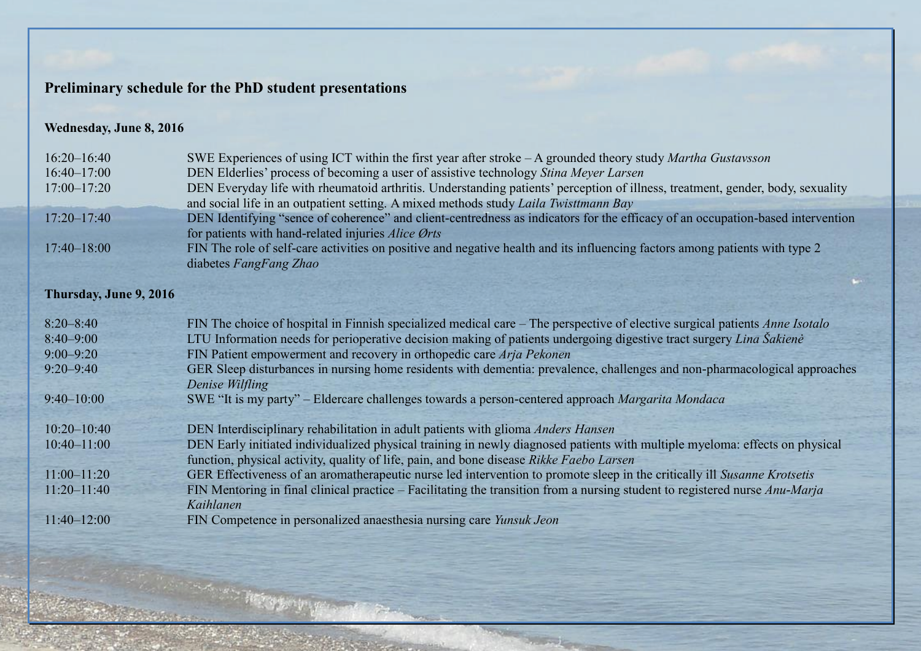## Preliminary schedule for the PhD student presentations

### Wednesday, June 8, 2016

| | |
|---|---|
| 16:20–16:40 | SWE Experiences of using ICT within the first year after stroke – A grounded theory study *Martha Gustavsson* |
| 16:40–17:00 | DEN Elderlies' process of becoming a user of assistive technology *Stina Meyer Larsen* |
| 17:00–17:20 | DEN Everyday life with rheumatoid arthritis. Understanding patients' perception of illness, treatment, gender, body, sexuality and social life in an outpatient setting. A mixed methods study *Laila Twisttmann Bay* |
| 17:20–17:40 | DEN Identifying "sence of coherence" and client-centredness as indicators for the efficacy of an occupation-based intervention for patients with hand-related injuries *Alice Ørts* |
| 17:40–18:00 | FIN The role of self-care activities on positive and negative health and its influencing factors among patients with type 2 diabetes *FangFang Zhao* |

### Thursday, June 9, 2016

| | |
|---|---|
| 8:20–8:40 | FIN The choice of hospital in Finnish specialized medical care – The perspective of elective surgical patients *Anne Isotalo* |
| 8:40–9:00 | LTU Information needs for perioperative decision making of patients undergoing digestive tract surgery *Lina Šakienė* |
| 9:00–9:20 | FIN Patient empowerment and recovery in orthopedic care *Arja Pekonen* |
| 9:20–9:40 | GER Sleep disturbances in nursing home residents with dementia: prevalence, challenges and non-pharmacological approaches *Denise Wilfling* |
| 9:40–10:00 | SWE "It is my party" – Eldercare challenges towards a person-centered approach *Margarita Mondaca* |
| 10:20–10:40 | DEN Interdisciplinary rehabilitation in adult patients with glioma *Anders Hansen* |
| 10:40–11:00 | DEN Early initiated individualized physical training in newly diagnosed patients with multiple myeloma: effects on physical function, physical activity, quality of life, pain, and bone disease *Rikke Faebo Larsen* |
| 11:00–11:20 | GER Effectiveness of an aromatherapeutic nurse led intervention to promote sleep in the critically ill *Susanne Krotsetis* |
| 11:20–11:40 | FIN Mentoring in final clinical practice – Facilitating the transition from a nursing student to registered nurse *Anu-Marja Kaihlanen* |
| 11:40–12:00 | FIN Competence in personalized anaesthesia nursing care *Yunsuk Jeon* |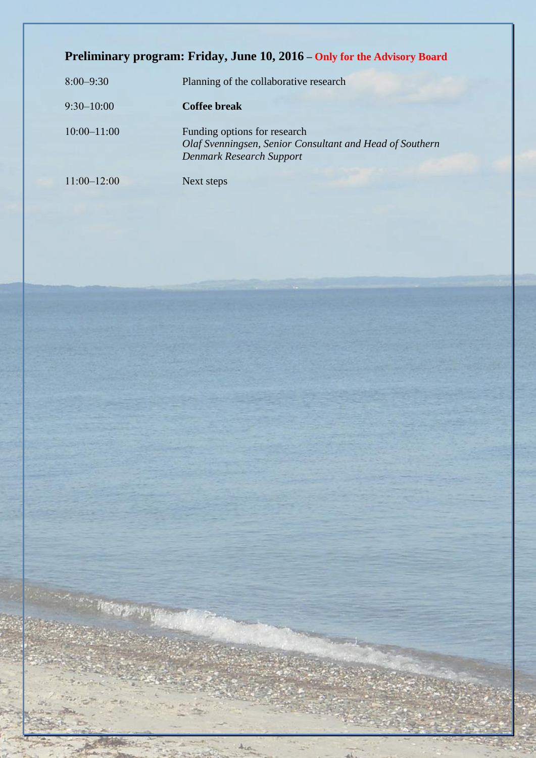## Preliminary program: Friday, June 10, 2016 – Only for the Advisory Board

| | |
|---|---|
| 8:00–9:30 | Planning of the collaborative research |
| 9:30–10:00 | **Coffee break** |
| 10:00–11:00 | Funding options for research<br>*Olaf Svenningsen, Senior Consultant and Head of Southern Denmark Research Support* |
| 11:00–12:00 | Next steps |